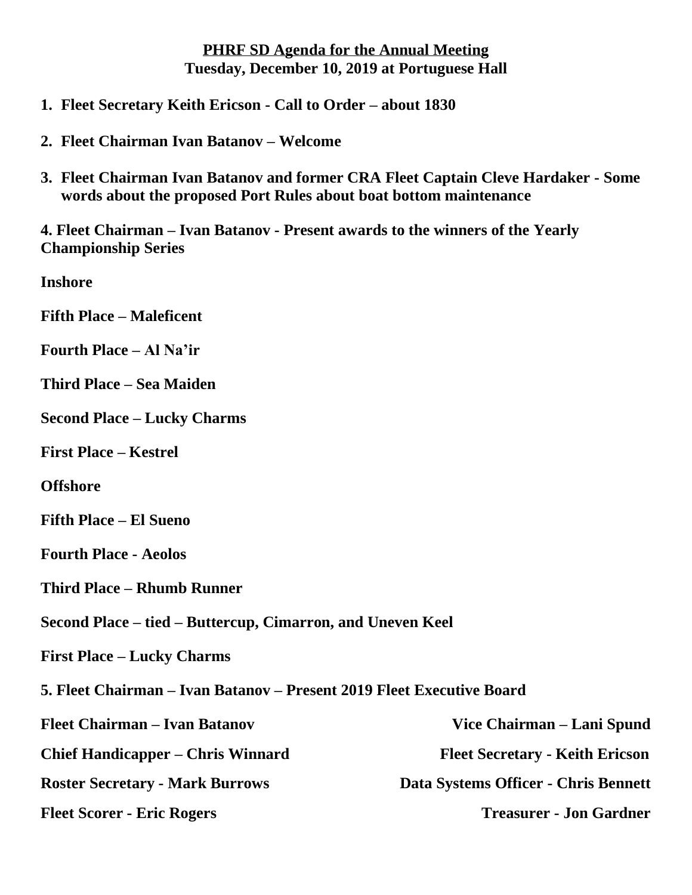**PHRF SD Agenda for the Annual Meeting**
**Tuesday, December 10, 2019 at Portuguese Hall**

1. **Fleet Secretary Keith Ericson - Call to Order – about 1830**

2. **Fleet Chairman Ivan Batanov – Welcome**

3. **Fleet Chairman Ivan Batanov and former CRA Fleet Captain Cleve Hardaker - Some words about the proposed Port Rules about boat bottom maintenance**

**4. Fleet Chairman – Ivan Batanov - Present awards to the winners of the Yearly Championship Series**

**Inshore**

**Fifth Place – Maleficent**

**Fourth Place – Al Na'ir**

**Third Place – Sea Maiden**

**Second Place – Lucky Charms**

**First Place – Kestrel**

**Offshore**

**Fifth Place – El Sueno**

**Fourth Place - Aeolos**

**Third Place – Rhumb Runner**

**Second Place – tied – Buttercup, Cimarron, and Uneven Keel**

**First Place – Lucky Charms**

**5. Fleet Chairman – Ivan Batanov – Present 2019 Fleet Executive Board**

**Fleet Chairman – Ivan Batanov**

**Vice Chairman – Lani Spund**

**Chief Handicapper – Chris Winnard**

**Fleet Secretary - Keith Ericson**

**Roster Secretary - Mark Burrows**

**Data Systems Officer - Chris Bennett**

**Fleet Scorer - Eric Rogers**

**Treasurer - Jon Gardner**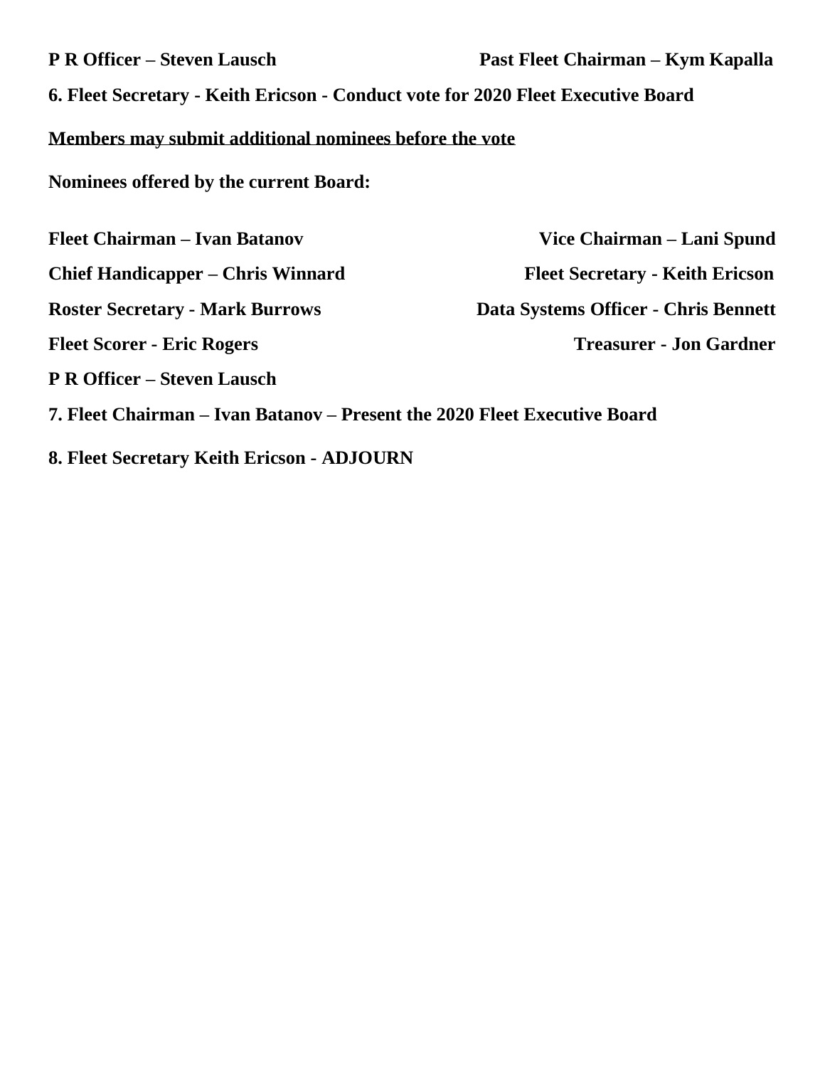**P R Officer – Steven Lausch**

**Past Fleet Chairman – Kym Kapalla**

**6. Fleet Secretary - Keith Ericson - Conduct vote for 2020 Fleet Executive Board**

**Members may submit additional nominees before the vote**

**Nominees offered by the current Board:**

**Fleet Chairman – Ivan Batanov**

**Vice Chairman – Lani Spund**

**Chief Handicapper – Chris Winnard**

**Fleet Secretary - Keith Ericson**

**Roster Secretary - Mark Burrows**

**Data Systems Officer - Chris Bennett**

**Fleet Scorer - Eric Rogers**

**Treasurer - Jon Gardner**

**P R Officer – Steven Lausch**

**7. Fleet Chairman – Ivan Batanov – Present the 2020 Fleet Executive Board**

**8. Fleet Secretary Keith Ericson - ADJOURN**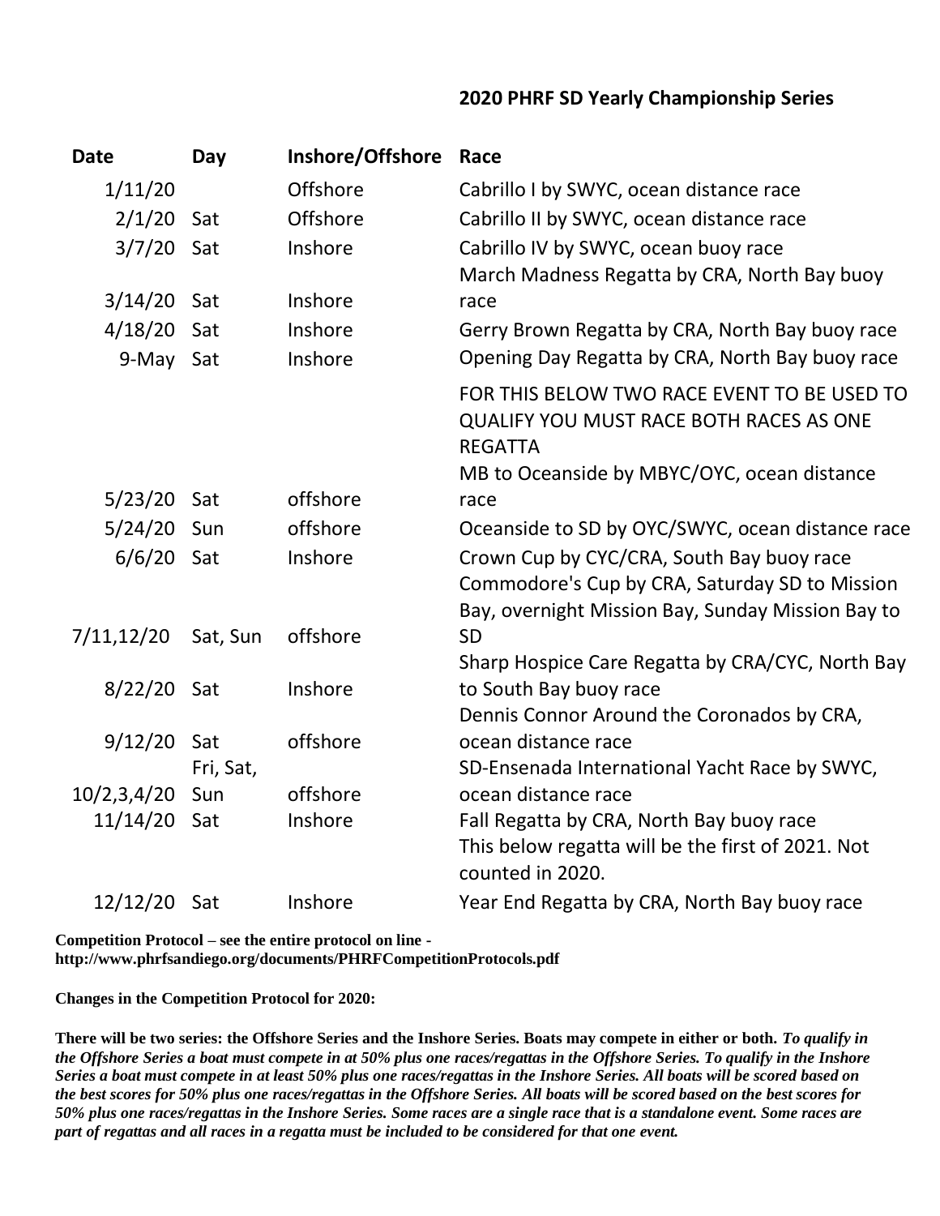## 2020 PHRF SD Yearly Championship Series

| Date | Day | Inshore/Offshore | Race |
|---|---|---|---|
| 1/11/20 | | Offshore | Cabrillo I by SWYC, ocean distance race |
| 2/1/20 | Sat | Offshore | Cabrillo II by SWYC, ocean distance race |
| 3/7/20 | Sat | Inshore | Cabrillo IV by SWYC, ocean buoy race |
| 3/14/20 | Sat | Inshore | March Madness Regatta by CRA, North Bay buoy race |
| 4/18/20 | Sat | Inshore | Gerry Brown Regatta by CRA, North Bay buoy race |
| 9-May | Sat | Inshore | Opening Day Regatta by CRA, North Bay buoy race |
| | | | FOR THIS BELOW TWO RACE EVENT TO BE USED TO QUALIFY YOU MUST RACE BOTH RACES AS ONE REGATTA |
| 5/23/20 | Sat | offshore | MB to Oceanside by MBYC/OYC, ocean distance race |
| 5/24/20 | Sun | offshore | Oceanside to SD by OYC/SWYC, ocean distance race |
| 6/6/20 | Sat | Inshore | Crown Cup by CYC/CRA, South Bay buoy race |
| 7/11,12/20 | Sat, Sun | offshore | Commodore's Cup by CRA, Saturday SD to Mission Bay, overnight Mission Bay, Sunday Mission Bay to SD |
| 8/22/20 | Sat | Inshore | Sharp Hospice Care Regatta by CRA/CYC, North Bay to South Bay buoy race |
| 9/12/20 | Sat | offshore | Dennis Connor Around the Coronados by CRA, ocean distance race |
| 10/2,3,4/20 | Fri, Sat, Sun | offshore | SD-Ensenada International Yacht Race by SWYC, ocean distance race |
| 11/14/20 | Sat | Inshore | Fall Regatta by CRA, North Bay buoy race |
| | | | This below regatta will be the first of 2021. Not counted in 2020. |
| 12/12/20 | Sat | Inshore | Year End Regatta by CRA, North Bay buoy race |

**Competition Protocol – see the entire protocol on line - http://www.phrfsandiego.org/documents/PHRFCompetitionProtocols.pdf**

**Changes in the Competition Protocol for 2020:**

**There will be two series: the Offshore Series and the Inshore Series. Boats may compete in either or both.** ***To qualify in the Offshore Series a boat must compete in at 50% plus one races/regattas in the Offshore Series. To qualify in the Inshore Series a boat must compete in at least 50% plus one races/regattas in the Inshore Series. All boats will be scored based on the best scores for 50% plus one races/regattas in the Offshore Series. All boats will be scored based on the best scores for 50% plus one races/regattas in the Inshore Series. Some races are a single race that is a standalone event. Some races are part of regattas and all races in a regatta must be included to be considered for that one event.***